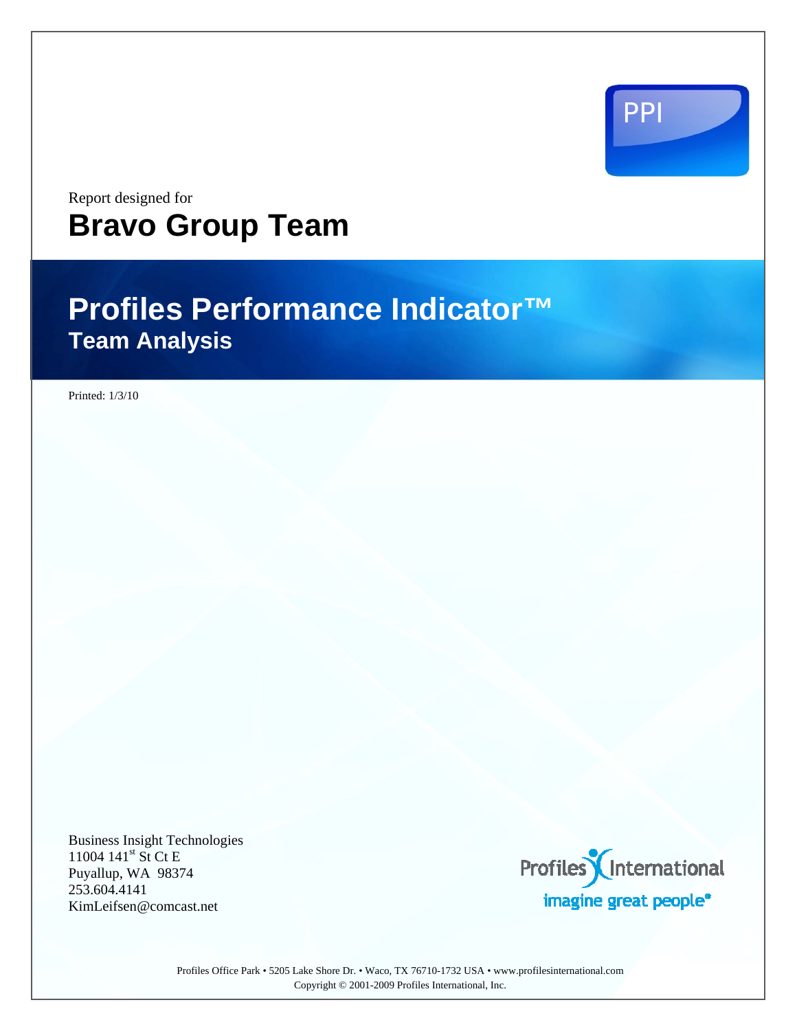PPI

Report designed for

# Bravo Group Team

# Profiles Performance Indicator™

## Team Analysis

Printed: 1/3/10

Business Insight Technologies
11004 141st St Ct E
Puyallup, WA 98374
253.604.4141
KimLeifsen@comcast.net

Profiles International
imagine great people®

Profiles Office Park • 5205 Lake Shore Dr. • Waco, TX 76710-1732 USA • www.profilesinternational.com
Copyright © 2001-2009 Profiles International, Inc.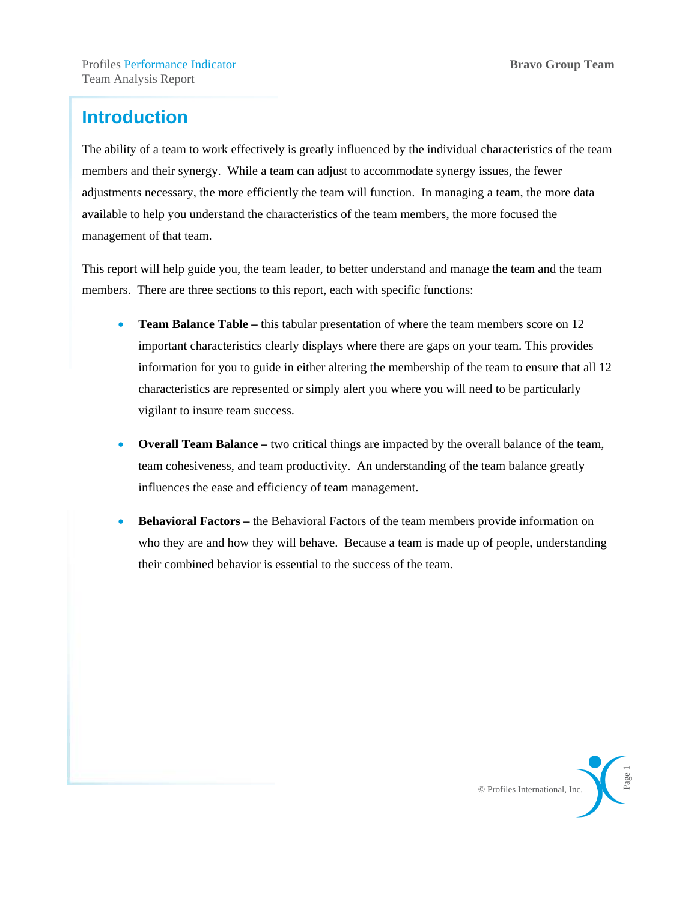# Introduction

The ability of a team to work effectively is greatly influenced by the individual characteristics of the team members and their synergy.  While a team can adjust to accommodate synergy issues, the fewer adjustments necessary, the more efficiently the team will function.  In managing a team, the more data available to help you understand the characteristics of the team members, the more focused the management of that team.

This report will help guide you, the team leader, to better understand and manage the team and the team members.  There are three sections to this report, each with specific functions:

- **Team Balance Table –** this tabular presentation of where the team members score on 12 important characteristics clearly displays where there are gaps on your team. This provides information for you to guide in either altering the membership of the team to ensure that all 12 characteristics are represented or simply alert you where you will need to be particularly vigilant to insure team success.

- **Overall Team Balance –** two critical things are impacted by the overall balance of the team, team cohesiveness, and team productivity.  An understanding of the team balance greatly influences the ease and efficiency of team management.

- **Behavioral Factors –** the Behavioral Factors of the team members provide information on who they are and how they will behave.  Because a team is made up of people, understanding their combined behavior is essential to the success of the team.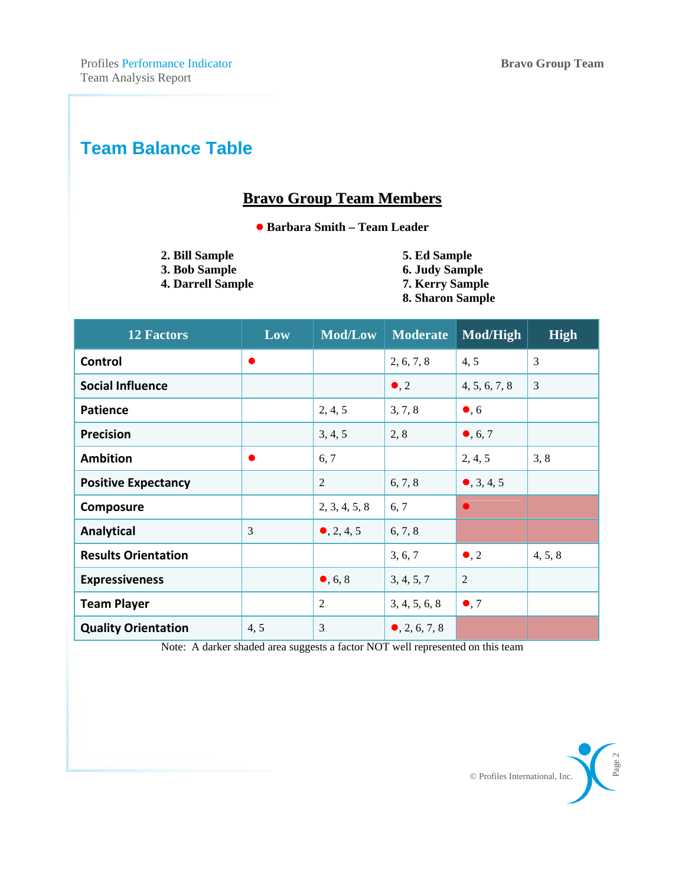## Team Balance Table

**Bravo Group Team Members**

● **Barbara Smith – Team Leader**

**2. Bill Sample**
**3. Bob Sample**
**4. Darrell Sample**
**5. Ed Sample**
**6. Judy Sample**
**7. Kerry Sample**
**8. Sharon Sample**

| 12 Factors | Low | Mod/Low | Moderate | Mod/High | High |
|---|---|---|---|---|---|
| **Control** | ● | | 2, 6, 7, 8 | 4, 5 | 3 |
| **Social Influence** | | | ●, 2 | 4, 5, 6, 7, 8 | 3 |
| **Patience** | | 2, 4, 5 | 3, 7, 8 | ●, 6 | |
| **Precision** | | 3, 4, 5 | 2, 8 | ●, 6, 7 | |
| **Ambition** | ● | 6, 7 | | 2, 4, 5 | 3, 8 |
| **Positive Expectancy** | | 2 | 6, 7, 8 | ●, 3, 4, 5 | |
| **Composure** | | 2, 3, 4, 5, 8 | 6, 7 | ● | |
| **Analytical** | 3 | ●, 2, 4, 5 | 6, 7, 8 | | |
| **Results Orientation** | | | 3, 6, 7 | ●, 2 | 4, 5, 8 |
| **Expressiveness** | | ●, 6, 8 | 3, 4, 5, 7 | 2 | |
| **Team Player** | | 2 | 3, 4, 5, 6, 8 | ●, 7 | |
| **Quality Orientation** | 4, 5 | 3 | ●, 2, 6, 7, 8 | | |

Note: A darker shaded area suggests a factor NOT well represented on this team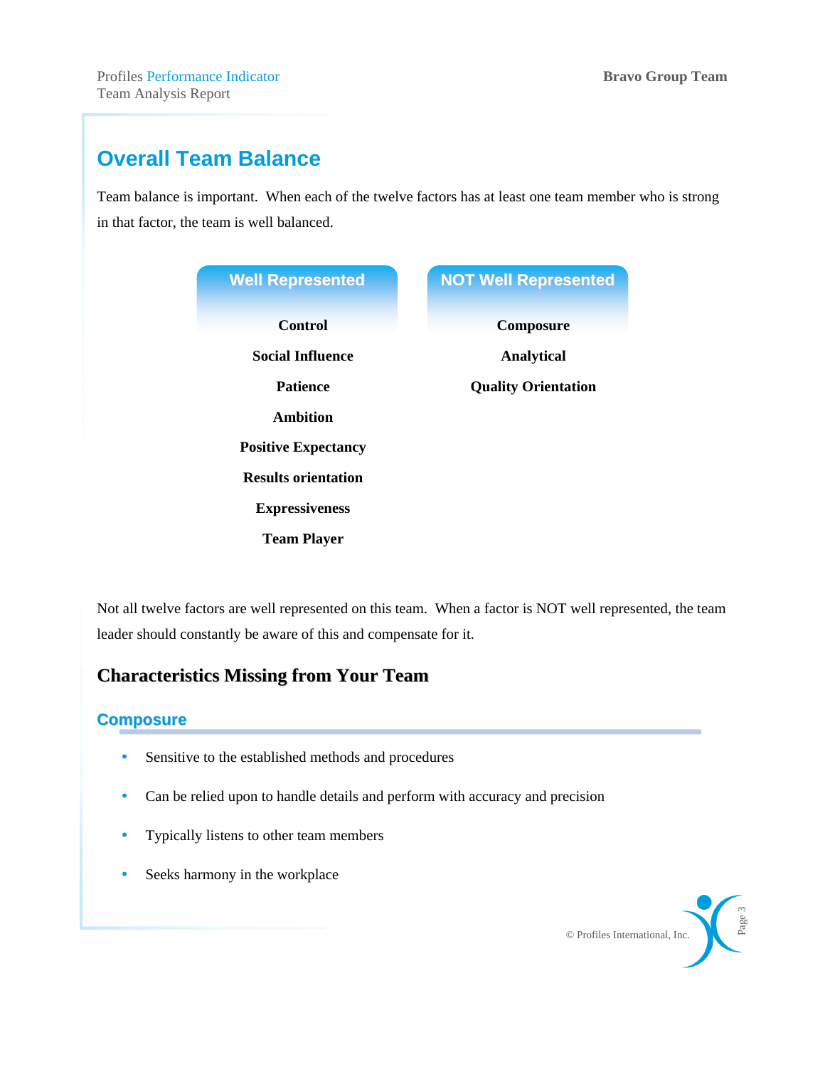# Overall Team Balance

Team balance is important. When each of the twelve factors has at least one team member who is strong in that factor, the team is well balanced.

| Well Represented | NOT Well Represented |
|---|---|
| **Control** | **Composure** |
| **Social Influence** | **Analytical** |
| **Patience** | **Quality Orientation** |
| **Ambition** | |
| **Positive Expectancy** | |
| **Results orientation** | |
| **Expressiveness** | |
| **Team Player** | |

Not all twelve factors are well represented on this team. When a factor is NOT well represented, the team leader should constantly be aware of this and compensate for it.

## Characteristics Missing from Your Team

### Composure

- Sensitive to the established methods and procedures
- Can be relied upon to handle details and perform with accuracy and precision
- Typically listens to other team members
- Seeks harmony in the workplace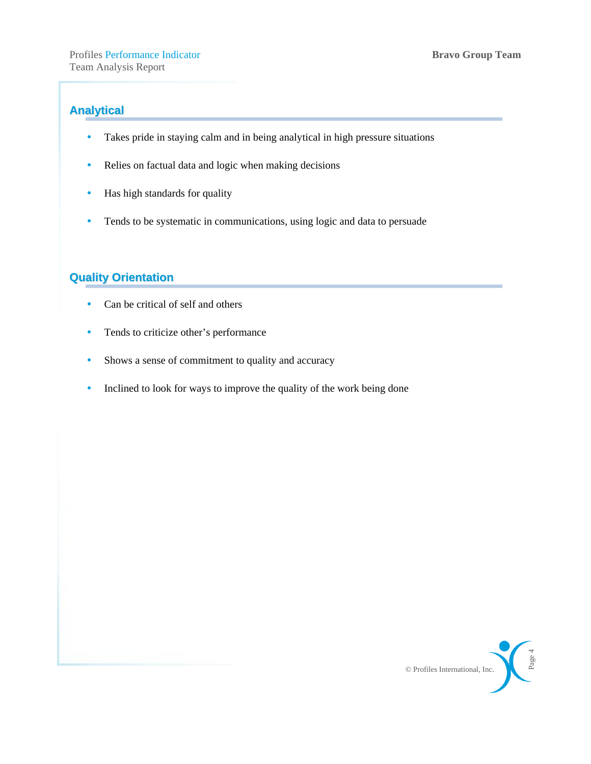## Analytical

- Takes pride in staying calm and in being analytical in high pressure situations
- Relies on factual data and logic when making decisions
- Has high standards for quality
- Tends to be systematic in communications, using logic and data to persuade

## Quality Orientation

- Can be critical of self and others
- Tends to criticize other's performance
- Shows a sense of commitment to quality and accuracy
- Inclined to look for ways to improve the quality of the work being done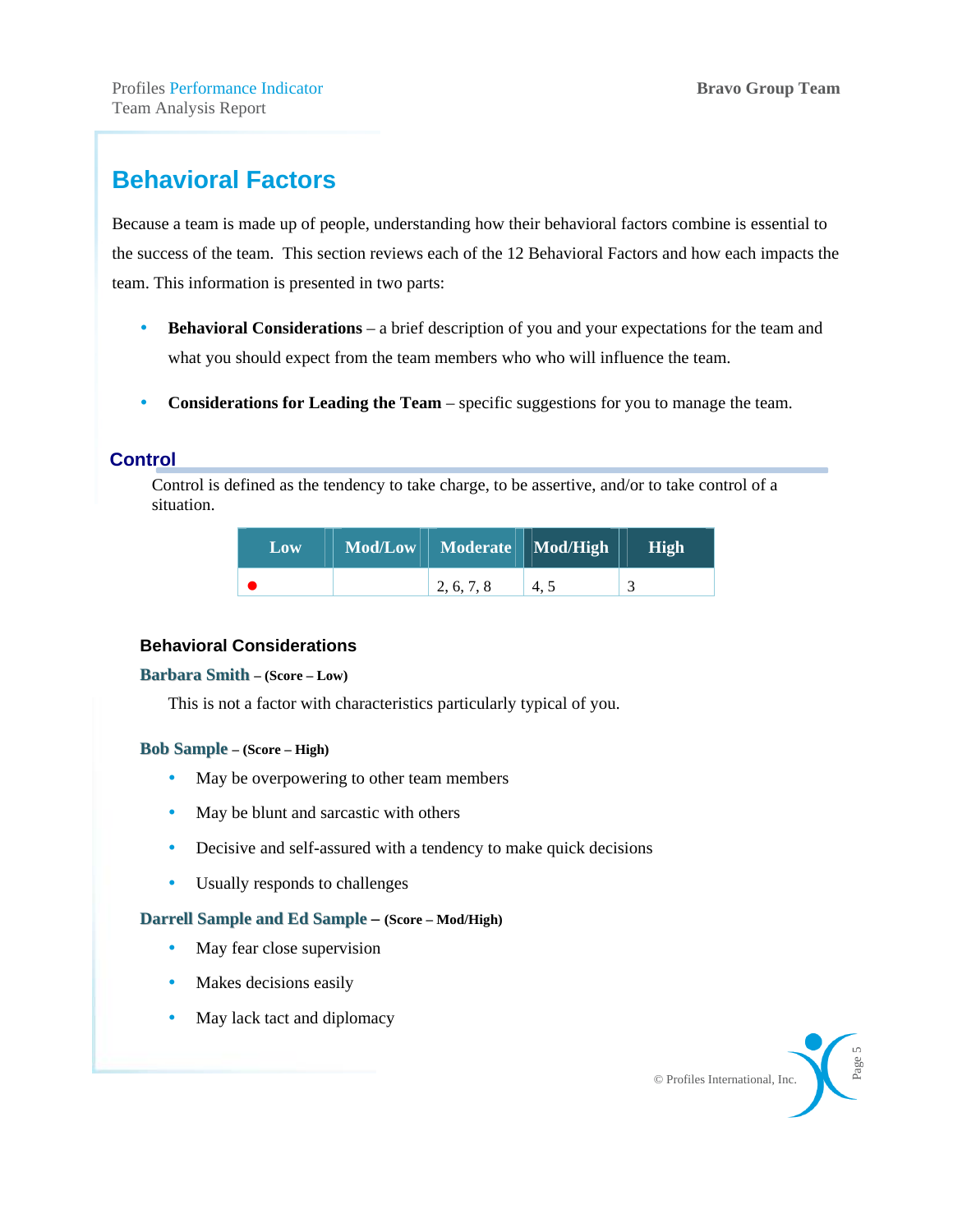# Behavioral Factors

Because a team is made up of people, understanding how their behavioral factors combine is essential to the success of the team. This section reviews each of the 12 Behavioral Factors and how each impacts the team. This information is presented in two parts:

- **Behavioral Considerations** – a brief description of you and your expectations for the team and what you should expect from the team members who who will influence the team.
- **Considerations for Leading the Team** – specific suggestions for you to manage the team.

## Control

Control is defined as the tendency to take charge, to be assertive, and/or to take control of a situation.

| Low | Mod/Low | Moderate | Mod/High | High |
|---|---|---|---|---|
| ● | | 2, 6, 7, 8 | 4, 5 | 3 |

### Behavioral Considerations

**Barbara Smith – (Score – Low)**

This is not a factor with characteristics particularly typical of you.

**Bob Sample – (Score – High)**

- May be overpowering to other team members
- May be blunt and sarcastic with others
- Decisive and self-assured with a tendency to make quick decisions
- Usually responds to challenges

**Darrell Sample and Ed Sample – (Score – Mod/High)**

- May fear close supervision
- Makes decisions easily
- May lack tact and diplomacy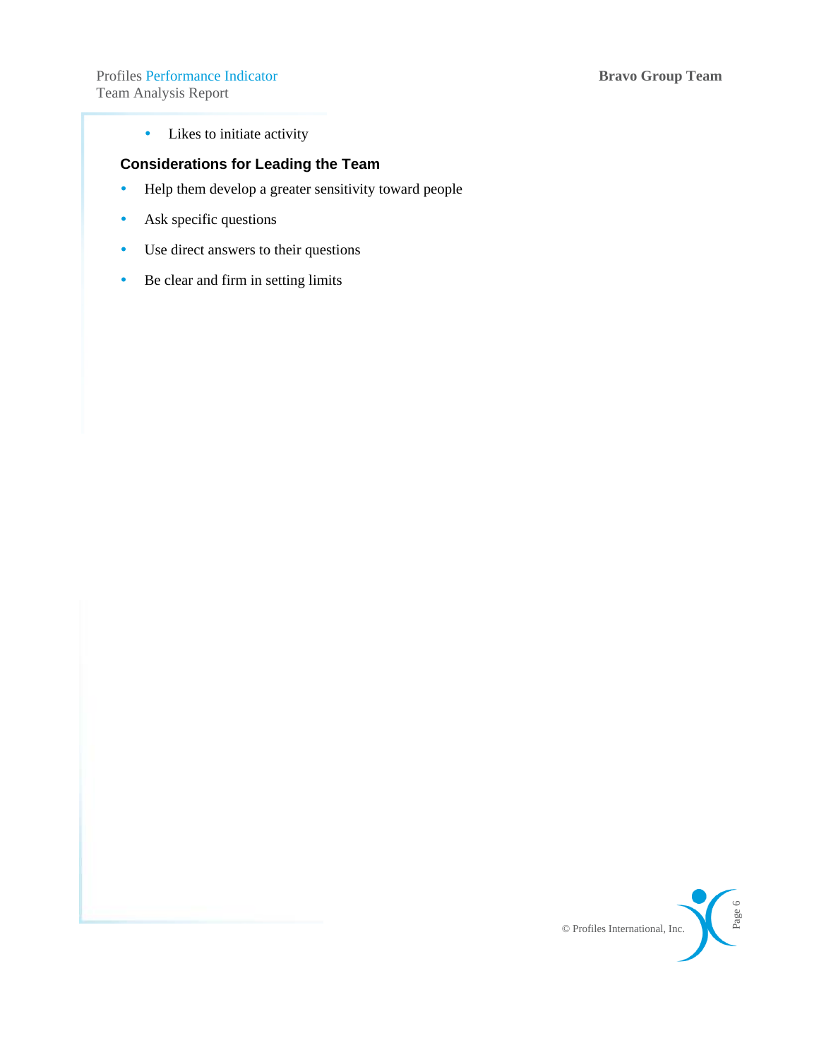- Likes to initiate activity

### Considerations for Leading the Team

- Help them develop a greater sensitivity toward people
- Ask specific questions
- Use direct answers to their questions
- Be clear and firm in setting limits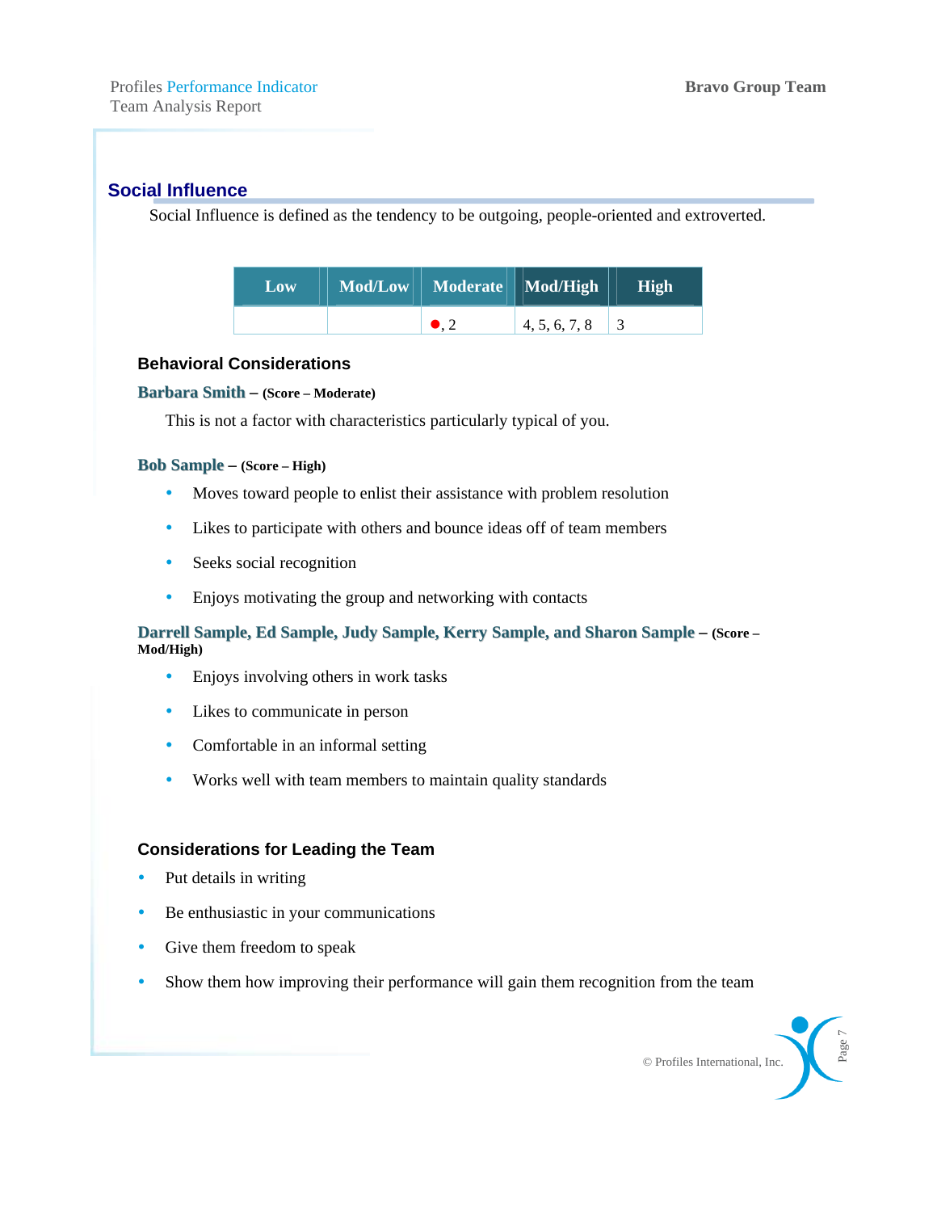## Social Influence

Social Influence is defined as the tendency to be outgoing, people-oriented and extroverted.

| Low | Mod/Low | Moderate | Mod/High | High |
|---|---|---|---|---|
| | | ●, 2 | 4, 5, 6, 7, 8 | 3 |

### Behavioral Considerations

**Barbara Smith – (Score – Moderate)**

This is not a factor with characteristics particularly typical of you.

**Bob Sample – (Score – High)**

- Moves toward people to enlist their assistance with problem resolution
- Likes to participate with others and bounce ideas off of team members
- Seeks social recognition
- Enjoys motivating the group and networking with contacts

**Darrell Sample, Ed Sample, Judy Sample, Kerry Sample, and Sharon Sample – (Score – Mod/High)**

- Enjoys involving others in work tasks
- Likes to communicate in person
- Comfortable in an informal setting
- Works well with team members to maintain quality standards

### Considerations for Leading the Team

- Put details in writing
- Be enthusiastic in your communications
- Give them freedom to speak
- Show them how improving their performance will gain them recognition from the team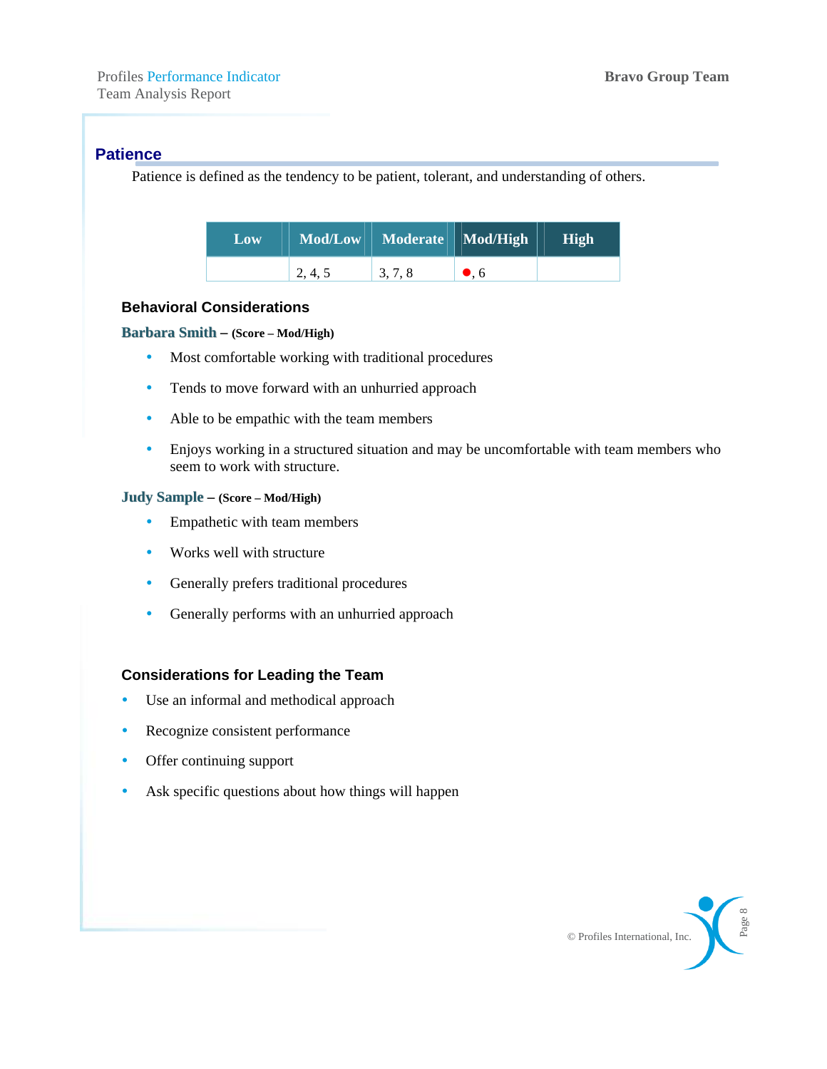## Patience

Patience is defined as the tendency to be patient, tolerant, and understanding of others.

| Low | Mod/Low | Moderate | Mod/High | High |
|---|---|---|---|---|
| | 2, 4, 5 | 3, 7, 8 | ●, 6 | |

### Behavioral Considerations

**Barbara Smith – (Score – Mod/High)**

- Most comfortable working with traditional procedures
- Tends to move forward with an unhurried approach
- Able to be empathic with the team members
- Enjoys working in a structured situation and may be uncomfortable with team members who seem to work with structure.

**Judy Sample – (Score – Mod/High)**

- Empathetic with team members
- Works well with structure
- Generally prefers traditional procedures
- Generally performs with an unhurried approach

### Considerations for Leading the Team

- Use an informal and methodical approach
- Recognize consistent performance
- Offer continuing support
- Ask specific questions about how things will happen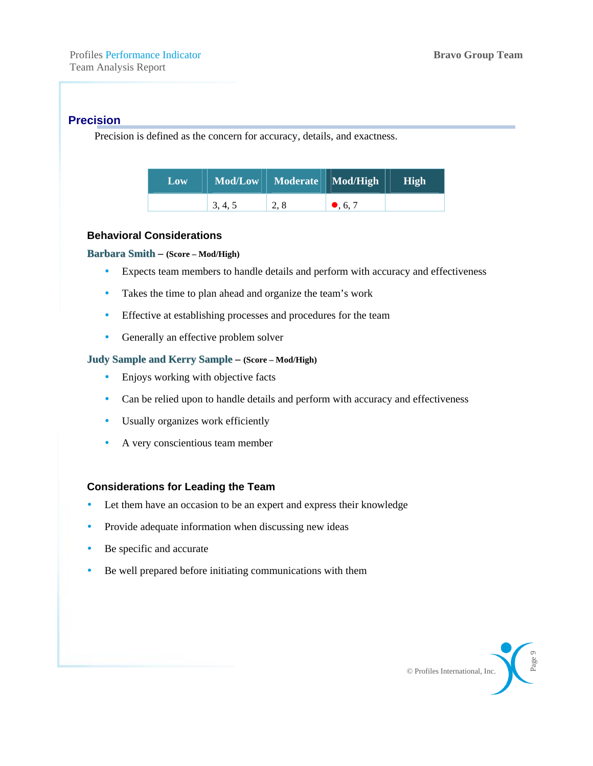## Precision

Precision is defined as the concern for accuracy, details, and exactness.

| Low | Mod/Low | Moderate | Mod/High | High |
|---|---|---|---|---|
| | 3, 4, 5 | 2, 8 | ●, 6, 7 | |

### Behavioral Considerations

**Barbara Smith** – **(Score – Mod/High)**

- Expects team members to handle details and perform with accuracy and effectiveness
- Takes the time to plan ahead and organize the team's work
- Effective at establishing processes and procedures for the team
- Generally an effective problem solver

**Judy Sample and Kerry Sample** – **(Score – Mod/High)**

- Enjoys working with objective facts
- Can be relied upon to handle details and perform with accuracy and effectiveness
- Usually organizes work efficiently
- A very conscientious team member

### Considerations for Leading the Team

- Let them have an occasion to be an expert and express their knowledge
- Provide adequate information when discussing new ideas
- Be specific and accurate
- Be well prepared before initiating communications with them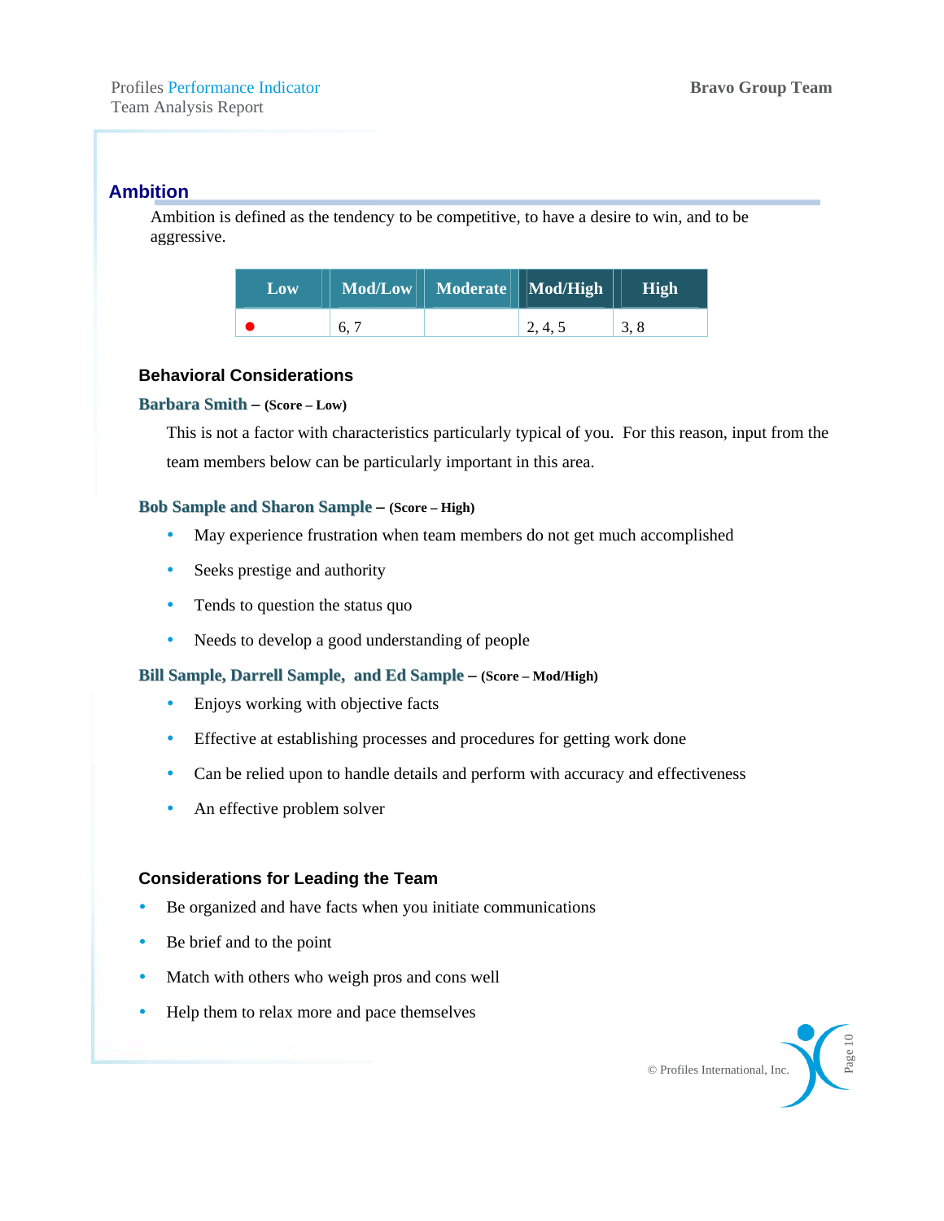## Ambition

Ambition is defined as the tendency to be competitive, to have a desire to win, and to be aggressive.

| Low | Mod/Low | Moderate | Mod/High | High |
|---|---|---|---|---|
| ● | 6, 7 | | 2, 4, 5 | 3, 8 |

### Behavioral Considerations

**Barbara Smith – (Score – Low)**

This is not a factor with characteristics particularly typical of you. For this reason, input from the team members below can be particularly important in this area.

**Bob Sample and Sharon Sample – (Score – High)**

- May experience frustration when team members do not get much accomplished
- Seeks prestige and authority
- Tends to question the status quo
- Needs to develop a good understanding of people

**Bill Sample, Darrell Sample, and Ed Sample – (Score – Mod/High)**

- Enjoys working with objective facts
- Effective at establishing processes and procedures for getting work done
- Can be relied upon to handle details and perform with accuracy and effectiveness
- An effective problem solver

### Considerations for Leading the Team

- Be organized and have facts when you initiate communications
- Be brief and to the point
- Match with others who weigh pros and cons well
- Help them to relax more and pace themselves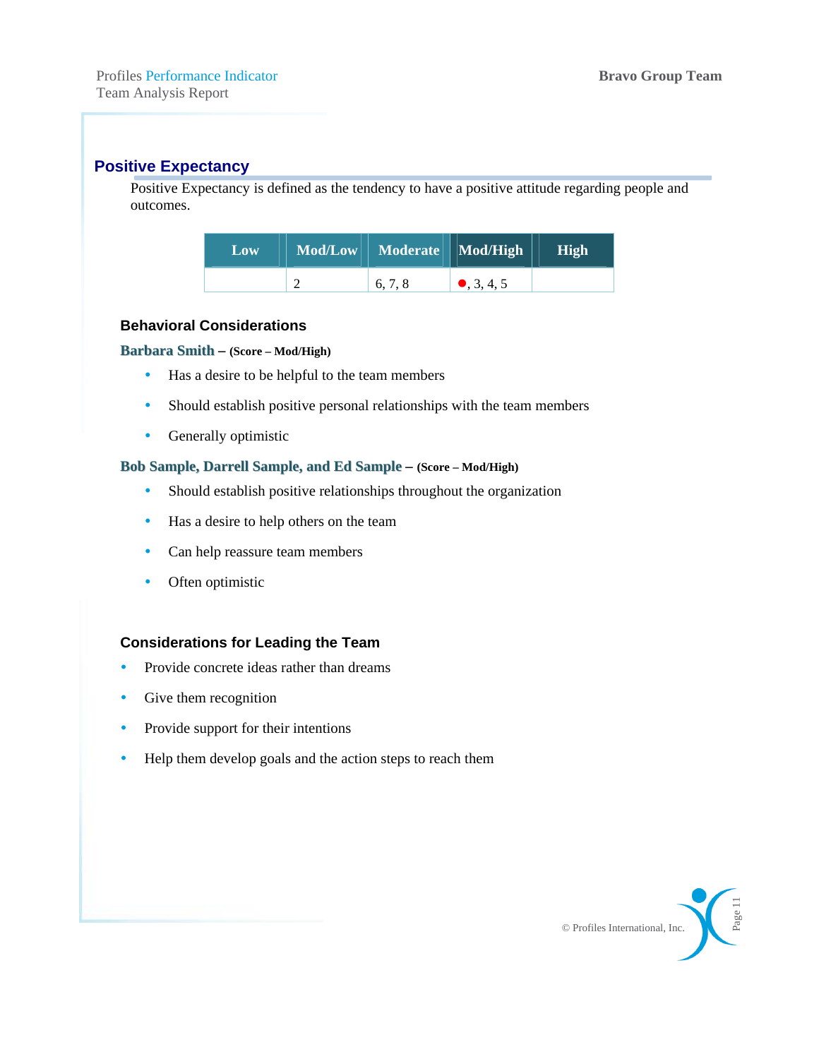## Positive Expectancy

Positive Expectancy is defined as the tendency to have a positive attitude regarding people and outcomes.

| Low | Mod/Low | Moderate | Mod/High | High |
|---|---|---|---|---|
| | 2 | 6, 7, 8 | ●, 3, 4, 5 | |

### Behavioral Considerations

**Barbara Smith – (Score – Mod/High)**

- Has a desire to be helpful to the team members
- Should establish positive personal relationships with the team members
- Generally optimistic

**Bob Sample, Darrell Sample, and Ed Sample – (Score – Mod/High)**

- Should establish positive relationships throughout the organization
- Has a desire to help others on the team
- Can help reassure team members
- Often optimistic

### Considerations for Leading the Team

- Provide concrete ideas rather than dreams
- Give them recognition
- Provide support for their intentions
- Help them develop goals and the action steps to reach them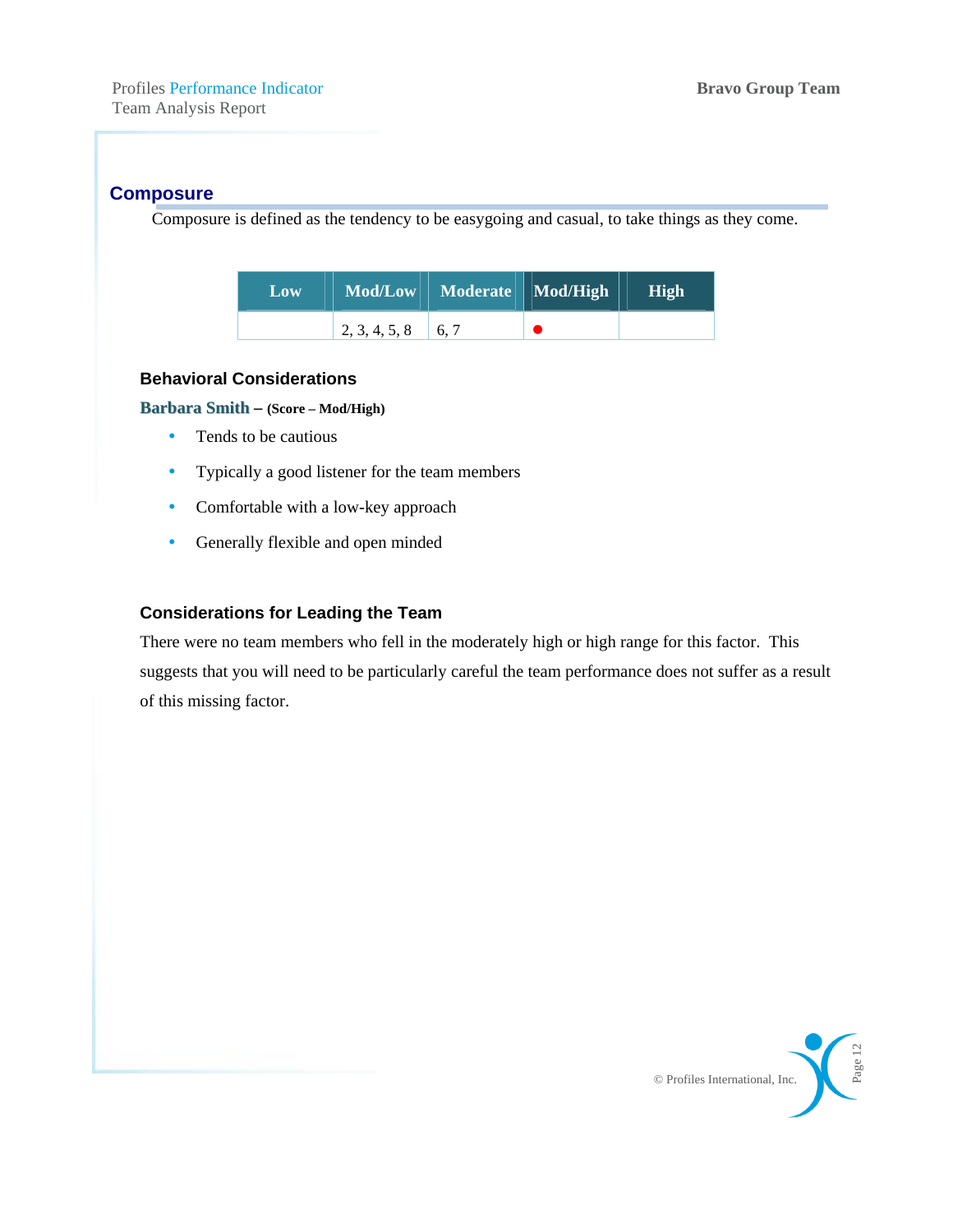## Composure

Composure is defined as the tendency to be easygoing and casual, to take things as they come.

| Low | Mod/Low | Moderate | Mod/High | High |
|---|---|---|---|---|
| | 2, 3, 4, 5, 8 | 6, 7 | ● | |

### Behavioral Considerations

**Barbara Smith** – **(Score – Mod/High)**

- Tends to be cautious
- Typically a good listener for the team members
- Comfortable with a low-key approach
- Generally flexible and open minded

### Considerations for Leading the Team

There were no team members who fell in the moderately high or high range for this factor. This suggests that you will need to be particularly careful the team performance does not suffer as a result of this missing factor.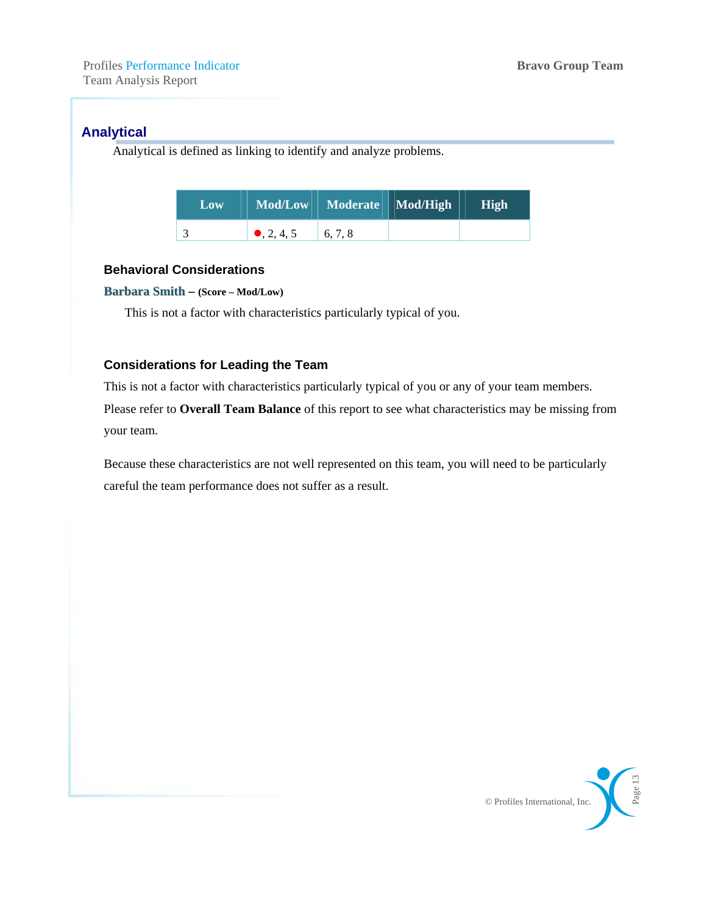## Analytical

Analytical is defined as linking to identify and analyze problems.

| Low | Mod/Low | Moderate | Mod/High | High |
|---|---|---|---|---|
| 3 | ●, 2, 4, 5 | 6, 7, 8 | | |

### Behavioral Considerations

**Barbara Smith** – **(Score – Mod/Low)**

This is not a factor with characteristics particularly typical of you.

### Considerations for Leading the Team

This is not a factor with characteristics particularly typical of you or any of your team members. Please refer to **Overall Team Balance** of this report to see what characteristics may be missing from your team.

Because these characteristics are not well represented on this team, you will need to be particularly careful the team performance does not suffer as a result.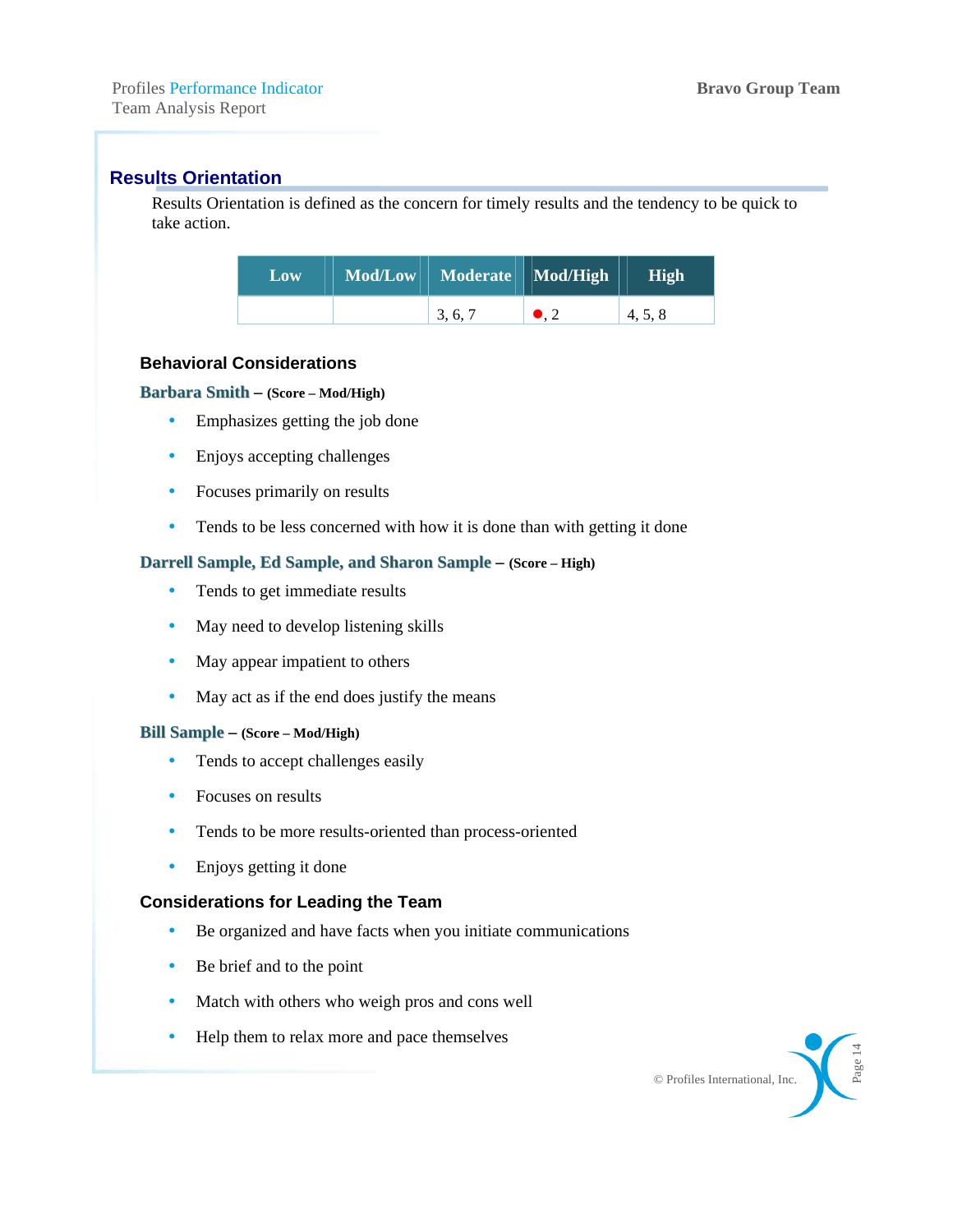## Results Orientation

Results Orientation is defined as the concern for timely results and the tendency to be quick to take action.

| Low | Mod/Low | Moderate | Mod/High | High |
|---|---|---|---|---|
| | | 3, 6, 7 | ●, 2 | 4, 5, 8 |

### Behavioral Considerations

**Barbara Smith – (Score – Mod/High)**

- Emphasizes getting the job done
- Enjoys accepting challenges
- Focuses primarily on results
- Tends to be less concerned with how it is done than with getting it done

**Darrell Sample, Ed Sample, and Sharon Sample – (Score – High)**

- Tends to get immediate results
- May need to develop listening skills
- May appear impatient to others
- May act as if the end does justify the means

**Bill Sample – (Score – Mod/High)**

- Tends to accept challenges easily
- Focuses on results
- Tends to be more results-oriented than process-oriented
- Enjoys getting it done

### Considerations for Leading the Team

- Be organized and have facts when you initiate communications
- Be brief and to the point
- Match with others who weigh pros and cons well
- Help them to relax more and pace themselves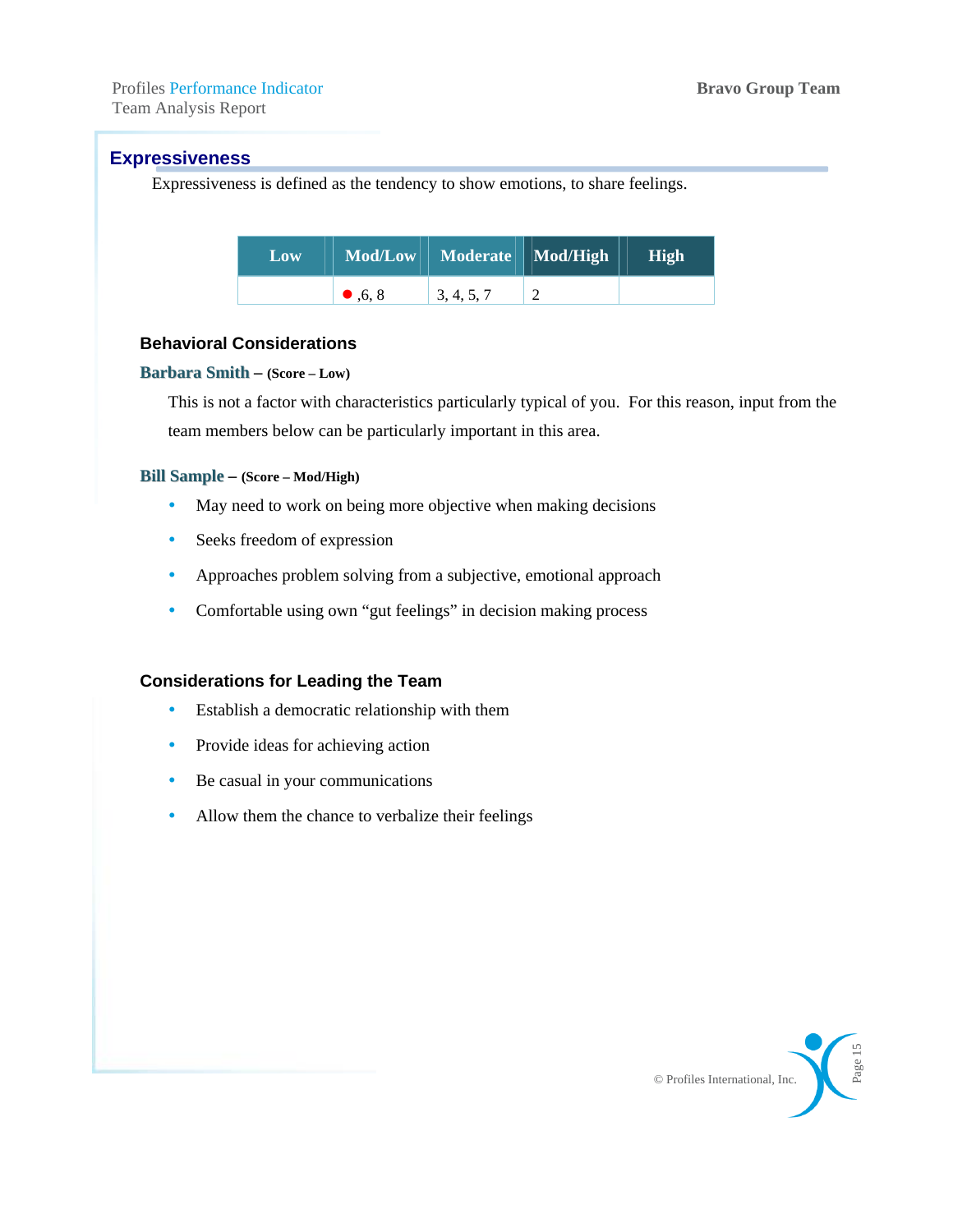## Expressiveness

Expressiveness is defined as the tendency to show emotions, to share feelings.

| Low | Mod/Low | Moderate | Mod/High | High |
|---|---|---|---|---|
| | ● ,6, 8 | 3, 4, 5, 7 | 2 | |

### Behavioral Considerations

**Barbara Smith – (Score – Low)**

This is not a factor with characteristics particularly typical of you. For this reason, input from the team members below can be particularly important in this area.

**Bill Sample – (Score – Mod/High)**

- May need to work on being more objective when making decisions
- Seeks freedom of expression
- Approaches problem solving from a subjective, emotional approach
- Comfortable using own "gut feelings" in decision making process

### Considerations for Leading the Team

- Establish a democratic relationship with them
- Provide ideas for achieving action
- Be casual in your communications
- Allow them the chance to verbalize their feelings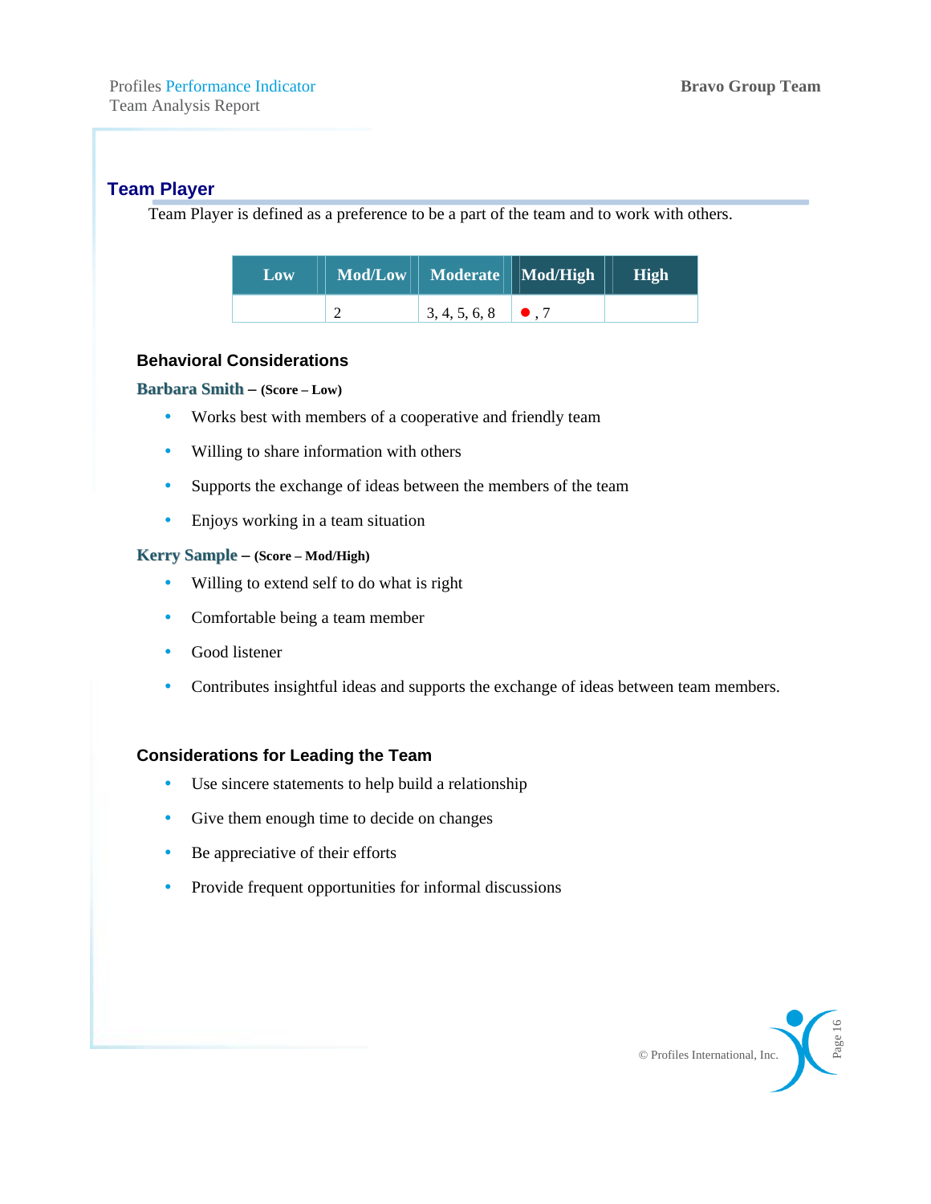## Team Player

Team Player is defined as a preference to be a part of the team and to work with others.

| Low | Mod/Low | Moderate | Mod/High | High |
| --- | --- | --- | --- | --- |
| | 2 | 3, 4, 5, 6, 8 | ●, 7 | |

### Behavioral Considerations

**Barbara Smith** – **(Score – Low)**

- Works best with members of a cooperative and friendly team
- Willing to share information with others
- Supports the exchange of ideas between the members of the team
- Enjoys working in a team situation

**Kerry Sample** – **(Score – Mod/High)**

- Willing to extend self to do what is right
- Comfortable being a team member
- Good listener
- Contributes insightful ideas and supports the exchange of ideas between team members.

### Considerations for Leading the Team

- Use sincere statements to help build a relationship
- Give them enough time to decide on changes
- Be appreciative of their efforts
- Provide frequent opportunities for informal discussions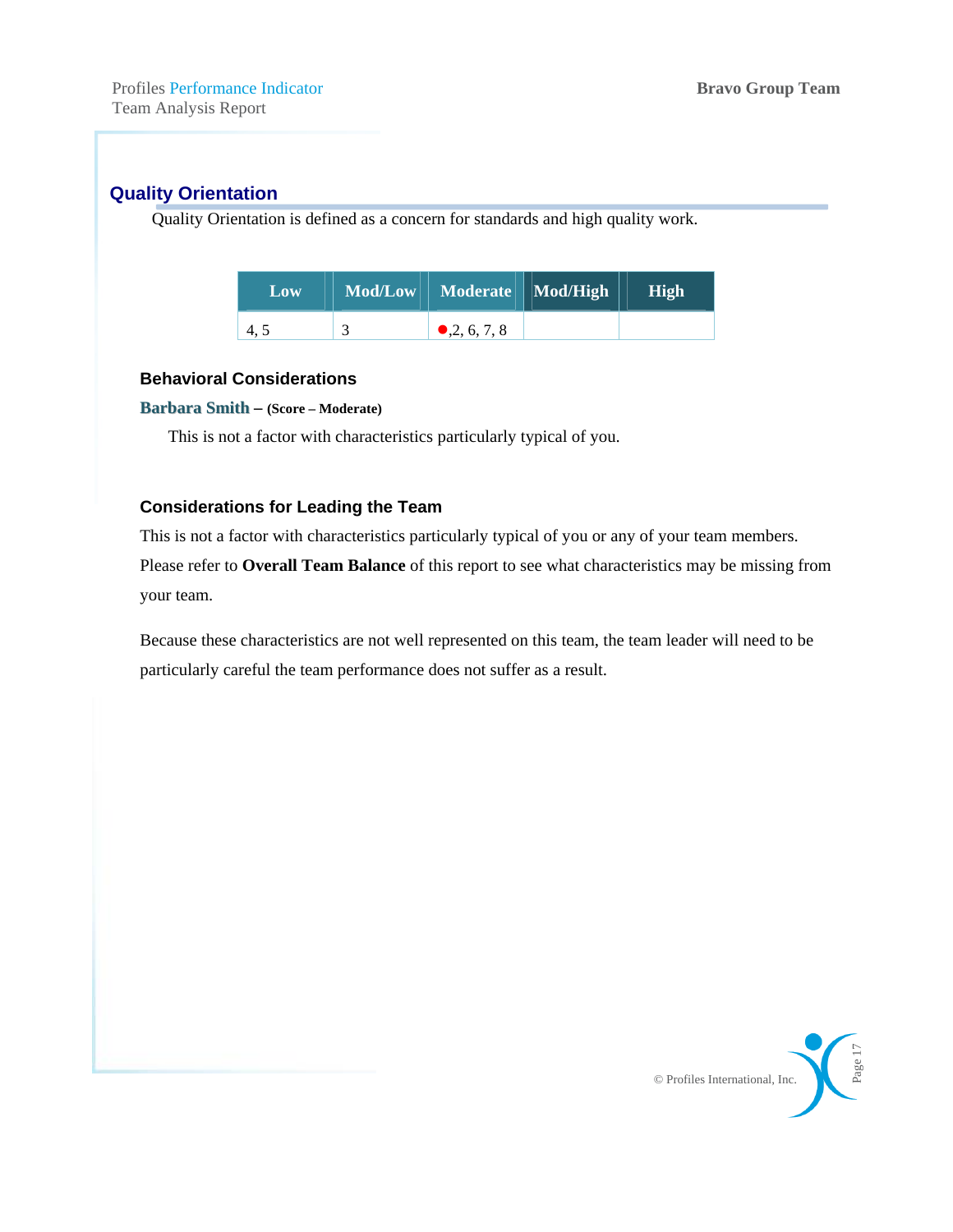## Quality Orientation

Quality Orientation is defined as a concern for standards and high quality work.

| Low | Mod/Low | Moderate | Mod/High | High |
|---|---|---|---|---|
| 4, 5 | 3 | ●,2, 6, 7, 8 | | |

### Behavioral Considerations

**Barbara Smith – (Score – Moderate)**

This is not a factor with characteristics particularly typical of you.

### Considerations for Leading the Team

This is not a factor with characteristics particularly typical of you or any of your team members. Please refer to **Overall Team Balance** of this report to see what characteristics may be missing from your team.

Because these characteristics are not well represented on this team, the team leader will need to be particularly careful the team performance does not suffer as a result.